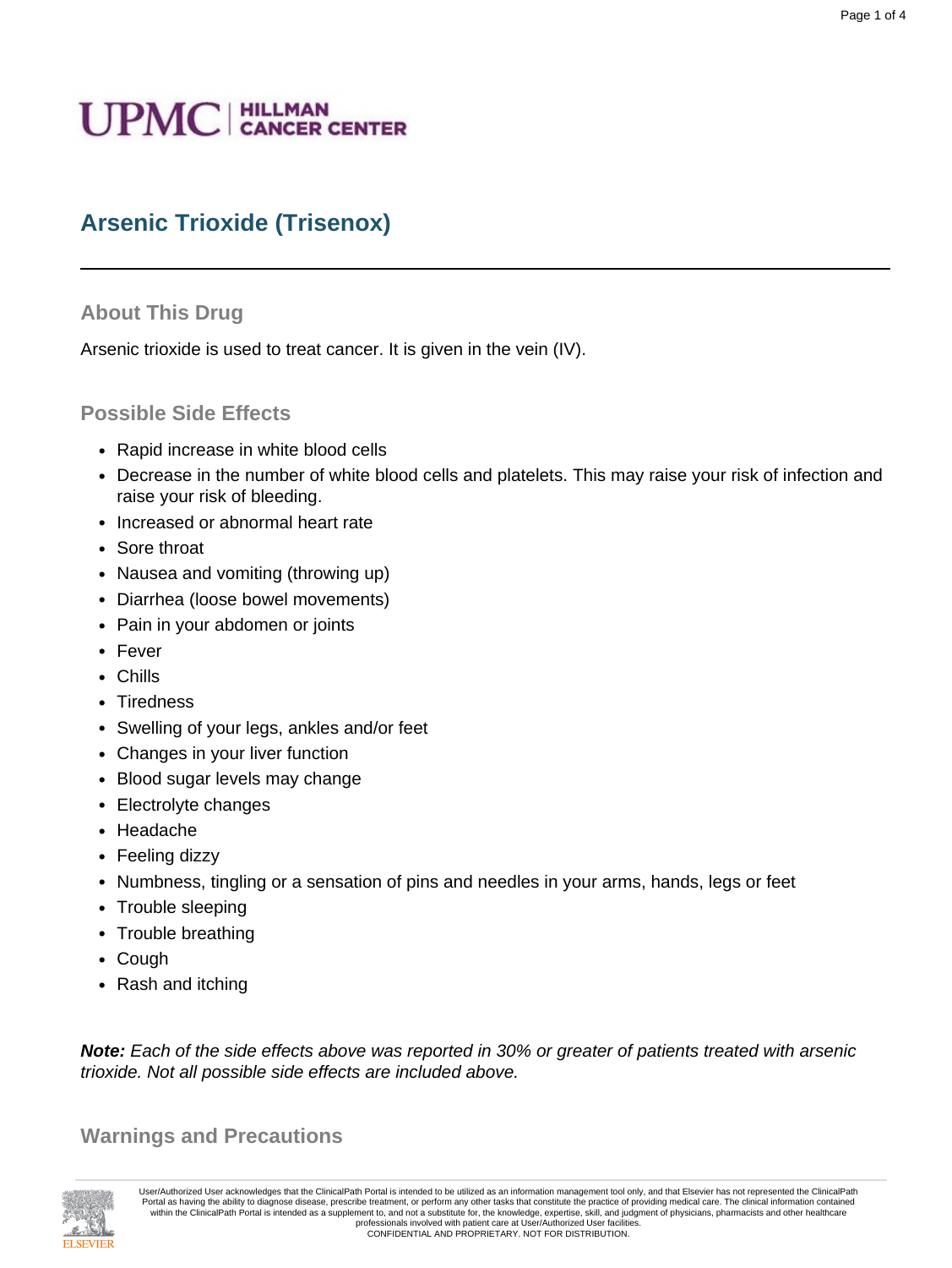# Arsenic Trioxide (Trisenox)

## About This Drug

Arsenic trioxide is used to treat cancer. It is given in the vein (IV).

## Possible Side Effects

- Rapid increase in white blood cells
- Decrease in the number of white blood cells and platelets. This may raise your risk of infection and raise your risk of bleeding.
- Increased or abnormal heart rate
- Sore throat
- Nausea and vomiting (throwing up)
- Diarrhea (loose bowel movements)
- Pain in your abdomen or joints
- Fever
- Chills
- Tiredness
- Swelling of your legs, ankles and/or feet
- Changes in your liver function
- Blood sugar levels may change
- Electrolyte changes
- Headache
- Feeling dizzy
- Numbness, tingling or a sensation of pins and needles in your arms, hands, legs or feet
- Trouble sleeping
- Trouble breathing
- Cough
- Rash and itching

***Note:*** *Each of the side effects above was reported in 30% or greater of patients treated with arsenic trioxide. Not all possible side effects are included above.*

## Warnings and Precautions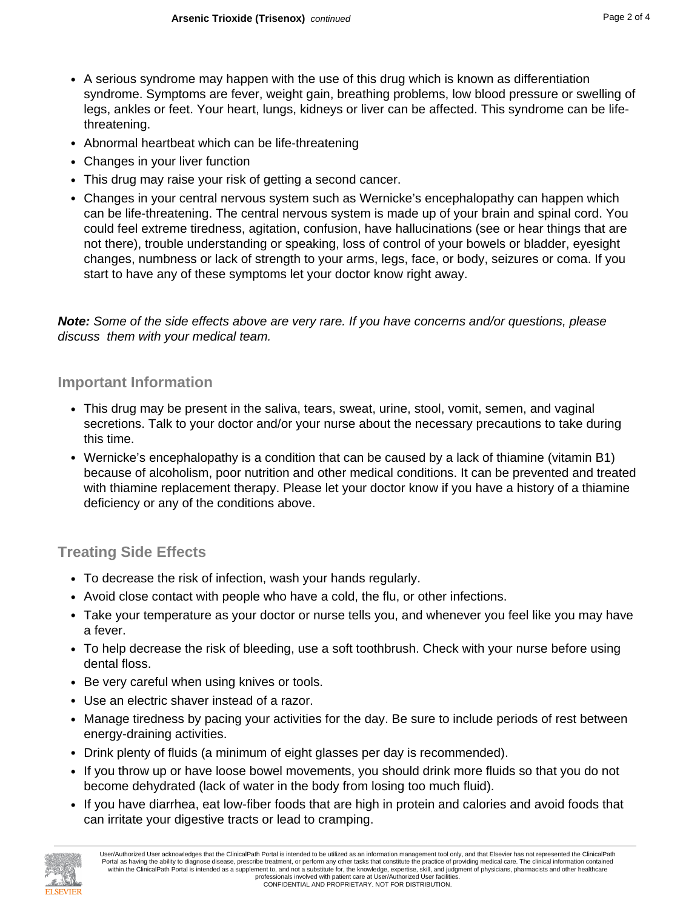- A serious syndrome may happen with the use of this drug which is known as differentiation syndrome. Symptoms are fever, weight gain, breathing problems, low blood pressure or swelling of legs, ankles or feet. Your heart, lungs, kidneys or liver can be affected. This syndrome can be life-threatening.
- Abnormal heartbeat which can be life-threatening
- Changes in your liver function
- This drug may raise your risk of getting a second cancer.
- Changes in your central nervous system such as Wernicke's encephalopathy can happen which can be life-threatening. The central nervous system is made up of your brain and spinal cord. You could feel extreme tiredness, agitation, confusion, have hallucinations (see or hear things that are not there), trouble understanding or speaking, loss of control of your bowels or bladder, eyesight changes, numbness or lack of strength to your arms, legs, face, or body, seizures or coma. If you start to have any of these symptoms let your doctor know right away.

***Note:*** *Some of the side effects above are very rare. If you have concerns and/or questions, please discuss them with your medical team.*

## Important Information

- This drug may be present in the saliva, tears, sweat, urine, stool, vomit, semen, and vaginal secretions. Talk to your doctor and/or your nurse about the necessary precautions to take during this time.
- Wernicke's encephalopathy is a condition that can be caused by a lack of thiamine (vitamin B1) because of alcoholism, poor nutrition and other medical conditions. It can be prevented and treated with thiamine replacement therapy. Please let your doctor know if you have a history of a thiamine deficiency or any of the conditions above.

## Treating Side Effects

- To decrease the risk of infection, wash your hands regularly.
- Avoid close contact with people who have a cold, the flu, or other infections.
- Take your temperature as your doctor or nurse tells you, and whenever you feel like you may have a fever.
- To help decrease the risk of bleeding, use a soft toothbrush. Check with your nurse before using dental floss.
- Be very careful when using knives or tools.
- Use an electric shaver instead of a razor.
- Manage tiredness by pacing your activities for the day. Be sure to include periods of rest between energy-draining activities.
- Drink plenty of fluids (a minimum of eight glasses per day is recommended).
- If you throw up or have loose bowel movements, you should drink more fluids so that you do not become dehydrated (lack of water in the body from losing too much fluid).
- If you have diarrhea, eat low-fiber foods that are high in protein and calories and avoid foods that can irritate your digestive tracts or lead to cramping.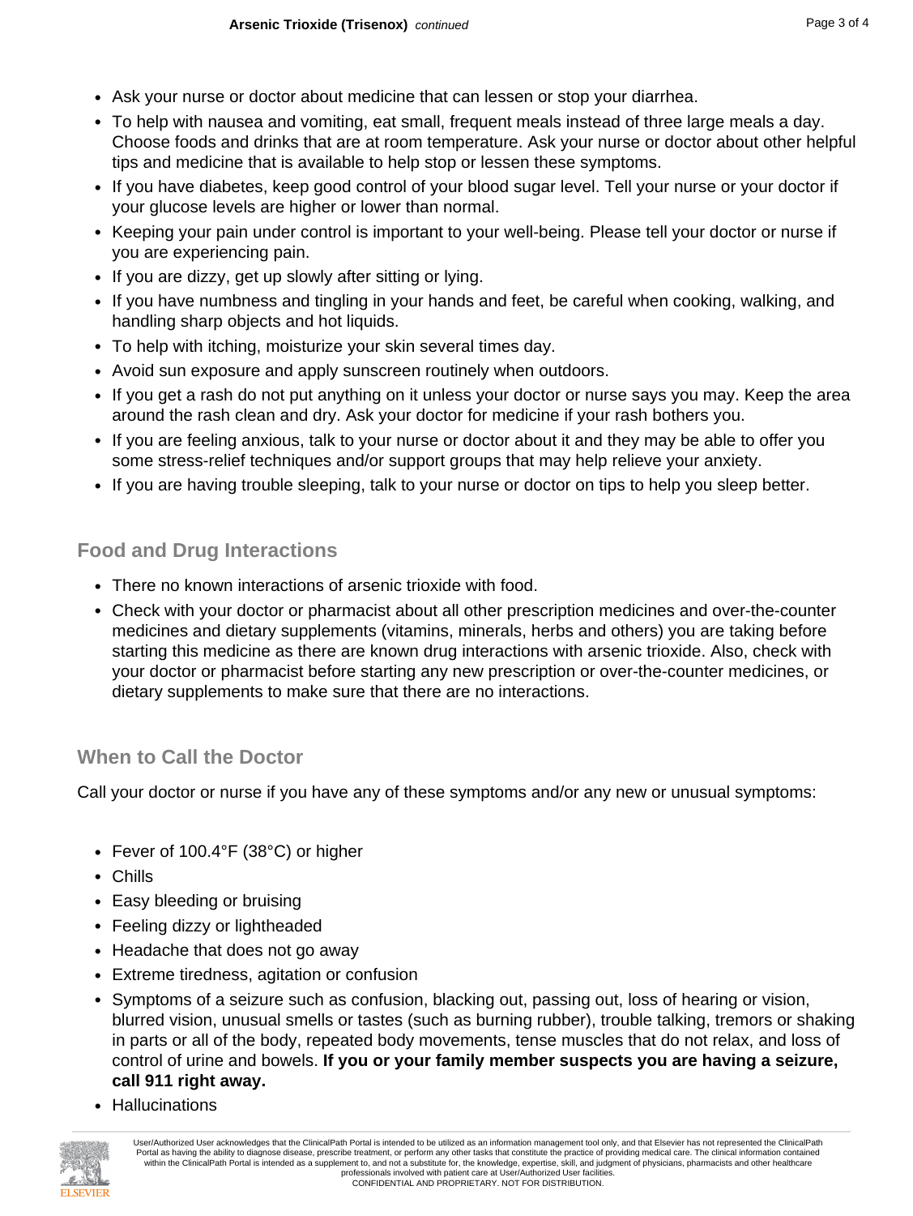- Ask your nurse or doctor about medicine that can lessen or stop your diarrhea.
- To help with nausea and vomiting, eat small, frequent meals instead of three large meals a day. Choose foods and drinks that are at room temperature. Ask your nurse or doctor about other helpful tips and medicine that is available to help stop or lessen these symptoms.
- If you have diabetes, keep good control of your blood sugar level. Tell your nurse or your doctor if your glucose levels are higher or lower than normal.
- Keeping your pain under control is important to your well-being. Please tell your doctor or nurse if you are experiencing pain.
- If you are dizzy, get up slowly after sitting or lying.
- If you have numbness and tingling in your hands and feet, be careful when cooking, walking, and handling sharp objects and hot liquids.
- To help with itching, moisturize your skin several times day.
- Avoid sun exposure and apply sunscreen routinely when outdoors.
- If you get a rash do not put anything on it unless your doctor or nurse says you may. Keep the area around the rash clean and dry. Ask your doctor for medicine if your rash bothers you.
- If you are feeling anxious, talk to your nurse or doctor about it and they may be able to offer you some stress-relief techniques and/or support groups that may help relieve your anxiety.
- If you are having trouble sleeping, talk to your nurse or doctor on tips to help you sleep better.

## Food and Drug Interactions

- There no known interactions of arsenic trioxide with food.
- Check with your doctor or pharmacist about all other prescription medicines and over-the-counter medicines and dietary supplements (vitamins, minerals, herbs and others) you are taking before starting this medicine as there are known drug interactions with arsenic trioxide. Also, check with your doctor or pharmacist before starting any new prescription or over-the-counter medicines, or dietary supplements to make sure that there are no interactions.

## When to Call the Doctor

Call your doctor or nurse if you have any of these symptoms and/or any new or unusual symptoms:

- Fever of 100.4°F (38°C) or higher
- Chills
- Easy bleeding or bruising
- Feeling dizzy or lightheaded
- Headache that does not go away
- Extreme tiredness, agitation or confusion
- Symptoms of a seizure such as confusion, blacking out, passing out, loss of hearing or vision, blurred vision, unusual smells or tastes (such as burning rubber), trouble talking, tremors or shaking in parts or all of the body, repeated body movements, tense muscles that do not relax, and loss of control of urine and bowels. **If you or your family member suspects you are having a seizure, call 911 right away.**
- Hallucinations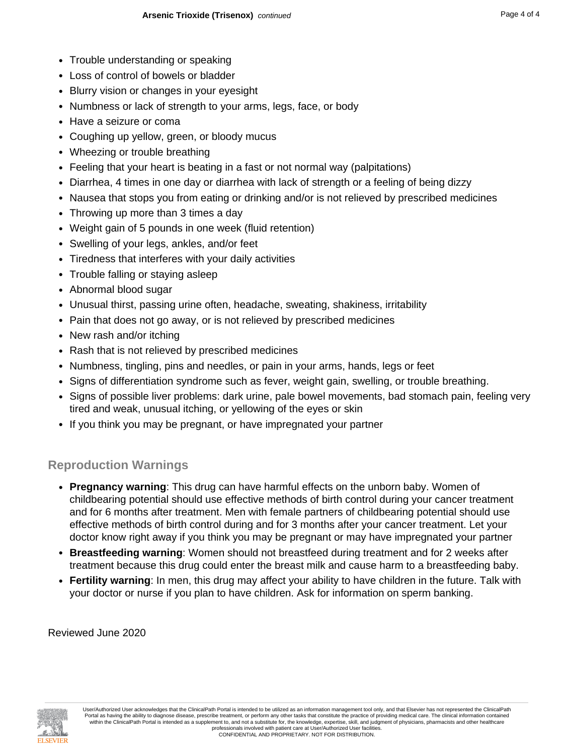- Trouble understanding or speaking
- Loss of control of bowels or bladder
- Blurry vision or changes in your eyesight
- Numbness or lack of strength to your arms, legs, face, or body
- Have a seizure or coma
- Coughing up yellow, green, or bloody mucus
- Wheezing or trouble breathing
- Feeling that your heart is beating in a fast or not normal way (palpitations)
- Diarrhea, 4 times in one day or diarrhea with lack of strength or a feeling of being dizzy
- Nausea that stops you from eating or drinking and/or is not relieved by prescribed medicines
- Throwing up more than 3 times a day
- Weight gain of 5 pounds in one week (fluid retention)
- Swelling of your legs, ankles, and/or feet
- Tiredness that interferes with your daily activities
- Trouble falling or staying asleep
- Abnormal blood sugar
- Unusual thirst, passing urine often, headache, sweating, shakiness, irritability
- Pain that does not go away, or is not relieved by prescribed medicines
- New rash and/or itching
- Rash that is not relieved by prescribed medicines
- Numbness, tingling, pins and needles, or pain in your arms, hands, legs or feet
- Signs of differentiation syndrome such as fever, weight gain, swelling, or trouble breathing.
- Signs of possible liver problems: dark urine, pale bowel movements, bad stomach pain, feeling very tired and weak, unusual itching, or yellowing of the eyes or skin
- If you think you may be pregnant, or have impregnated your partner

## Reproduction Warnings

- **Pregnancy warning**: This drug can have harmful effects on the unborn baby. Women of childbearing potential should use effective methods of birth control during your cancer treatment and for 6 months after treatment. Men with female partners of childbearing potential should use effective methods of birth control during and for 3 months after your cancer treatment. Let your doctor know right away if you think you may be pregnant or may have impregnated your partner
- **Breastfeeding warning**: Women should not breastfeed during treatment and for 2 weeks after treatment because this drug could enter the breast milk and cause harm to a breastfeeding baby.
- **Fertility warning**: In men, this drug may affect your ability to have children in the future. Talk with your doctor or nurse if you plan to have children. Ask for information on sperm banking.

Reviewed June 2020